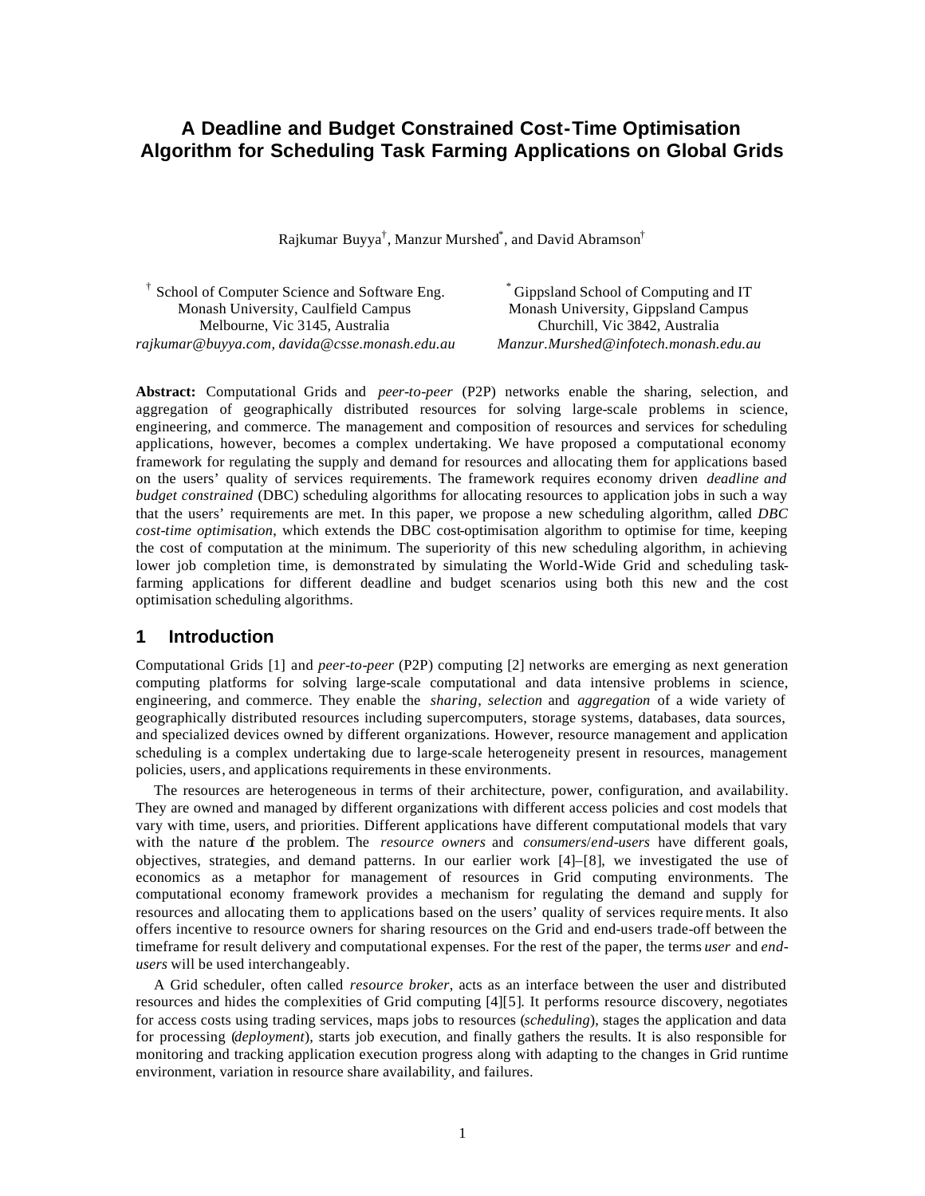# A Deadline and Budget Constrained Cost-Time Optimisation Algorithm for Scheduling Task Farming Applications on Global Grids

Rajkumar Buyya[†], Manzur Murshed[*], and David Abramson[†]

[†] School of Computer Science and Software Eng.
Monash University, Caulfield Campus
Melbourne, Vic 3145, Australia
*rajkumar@buyya.com, davida@csse.monash.edu.au*

[*] Gippsland School of Computing and IT
Monash University, Gippsland Campus
Churchill, Vic 3842, Australia
*Manzur.Murshed@infotech.monash.edu.au*

**Abstract:** Computational Grids and *peer-to-peer* (P2P) networks enable the sharing, selection, and aggregation of geographically distributed resources for solving large-scale problems in science, engineering, and commerce. The management and composition of resources and services for scheduling applications, however, becomes a complex undertaking. We have proposed a computational economy framework for regulating the supply and demand for resources and allocating them for applications based on the users' quality of services requirements. The framework requires economy driven *deadline and budget constrained* (DBC) scheduling algorithms for allocating resources to application jobs in such a way that the users' requirements are met. In this paper, we propose a new scheduling algorithm, called *DBC cost-time optimisation*, which extends the DBC cost-optimisation algorithm to optimise for time, keeping the cost of computation at the minimum. The superiority of this new scheduling algorithm, in achieving lower job completion time, is demonstrated by simulating the World-Wide Grid and scheduling task-farming applications for different deadline and budget scenarios using both this new and the cost optimisation scheduling algorithms.

## 1 Introduction

Computational Grids [1] and *peer-to-peer* (P2P) computing [2] networks are emerging as next generation computing platforms for solving large-scale computational and data intensive problems in science, engineering, and commerce. They enable the *sharing*, *selection* and *aggregation* of a wide variety of geographically distributed resources including supercomputers, storage systems, databases, data sources, and specialized devices owned by different organizations. However, resource management and application scheduling is a complex undertaking due to large-scale heterogeneity present in resources, management policies, users, and applications requirements in these environments.

The resources are heterogeneous in terms of their architecture, power, configuration, and availability. They are owned and managed by different organizations with different access policies and cost models that vary with time, users, and priorities. Different applications have different computational models that vary with the nature of the problem. The *resource owners* and *consumers*/*end-users* have different goals, objectives, strategies, and demand patterns. In our earlier work [4]–[8], we investigated the use of economics as a metaphor for management of resources in Grid computing environments. The computational economy framework provides a mechanism for regulating the demand and supply for resources and allocating them to applications based on the users' quality of services requirements. It also offers incentive to resource owners for sharing resources on the Grid and end-users trade-off between the timeframe for result delivery and computational expenses. For the rest of the paper, the terms *user* and *end-users* will be used interchangeably.

A Grid scheduler, often called *resource broker*, acts as an interface between the user and distributed resources and hides the complexities of Grid computing [4][5]. It performs resource discovery, negotiates for access costs using trading services, maps jobs to resources (*scheduling*), stages the application and data for processing (*deployment*), starts job execution, and finally gathers the results. It is also responsible for monitoring and tracking application execution progress along with adapting to the changes in Grid runtime environment, variation in resource share availability, and failures.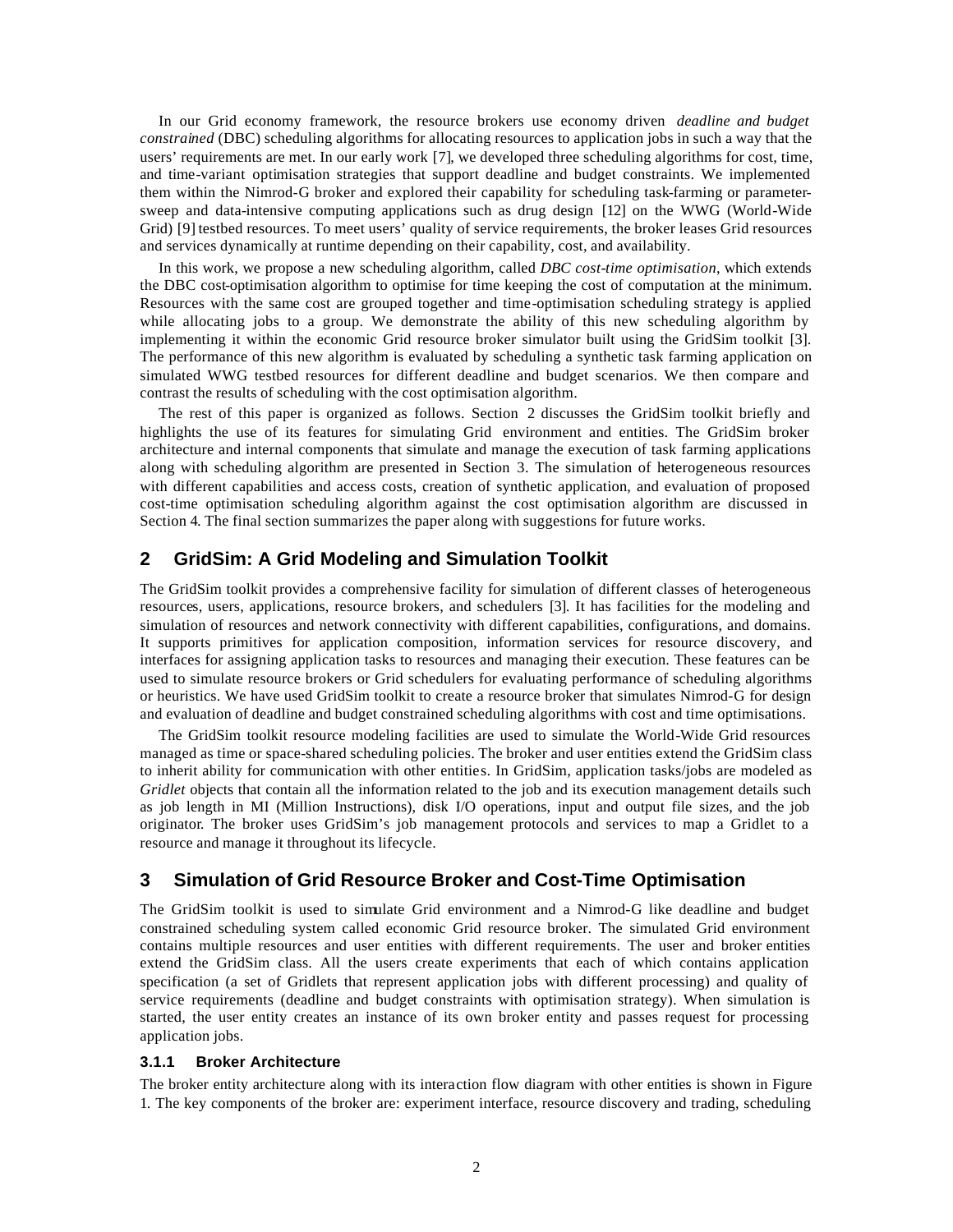In our Grid economy framework, the resource brokers use economy driven *deadline and budget constrained* (DBC) scheduling algorithms for allocating resources to application jobs in such a way that the users' requirements are met. In our early work [7], we developed three scheduling algorithms for cost, time, and time-variant optimisation strategies that support deadline and budget constraints. We implemented them within the Nimrod-G broker and explored their capability for scheduling task-farming or parameter-sweep and data-intensive computing applications such as drug design [12] on the WWG (World-Wide Grid) [9] testbed resources. To meet users' quality of service requirements, the broker leases Grid resources and services dynamically at runtime depending on their capability, cost, and availability.

In this work, we propose a new scheduling algorithm, called *DBC cost-time optimisation*, which extends the DBC cost-optimisation algorithm to optimise for time keeping the cost of computation at the minimum. Resources with the same cost are grouped together and time-optimisation scheduling strategy is applied while allocating jobs to a group. We demonstrate the ability of this new scheduling algorithm by implementing it within the economic Grid resource broker simulator built using the GridSim toolkit [3]. The performance of this new algorithm is evaluated by scheduling a synthetic task farming application on simulated WWG testbed resources for different deadline and budget scenarios. We then compare and contrast the results of scheduling with the cost optimisation algorithm.

The rest of this paper is organized as follows. Section 2 discusses the GridSim toolkit briefly and highlights the use of its features for simulating Grid environment and entities. The GridSim broker architecture and internal components that simulate and manage the execution of task farming applications along with scheduling algorithm are presented in Section 3. The simulation of heterogeneous resources with different capabilities and access costs, creation of synthetic application, and evaluation of proposed cost-time optimisation scheduling algorithm against the cost optimisation algorithm are discussed in Section 4. The final section summarizes the paper along with suggestions for future works.

## 2 GridSim: A Grid Modeling and Simulation Toolkit

The GridSim toolkit provides a comprehensive facility for simulation of different classes of heterogeneous resources, users, applications, resource brokers, and schedulers [3]. It has facilities for the modeling and simulation of resources and network connectivity with different capabilities, configurations, and domains. It supports primitives for application composition, information services for resource discovery, and interfaces for assigning application tasks to resources and managing their execution. These features can be used to simulate resource brokers or Grid schedulers for evaluating performance of scheduling algorithms or heuristics. We have used GridSim toolkit to create a resource broker that simulates Nimrod-G for design and evaluation of deadline and budget constrained scheduling algorithms with cost and time optimisations.

The GridSim toolkit resource modeling facilities are used to simulate the World-Wide Grid resources managed as time or space-shared scheduling policies. The broker and user entities extend the GridSim class to inherit ability for communication with other entities. In GridSim, application tasks/jobs are modeled as *Gridlet* objects that contain all the information related to the job and its execution management details such as job length in MI (Million Instructions), disk I/O operations, input and output file sizes, and the job originator. The broker uses GridSim's job management protocols and services to map a Gridlet to a resource and manage it throughout its lifecycle.

## 3 Simulation of Grid Resource Broker and Cost-Time Optimisation

The GridSim toolkit is used to simulate Grid environment and a Nimrod-G like deadline and budget constrained scheduling system called economic Grid resource broker. The simulated Grid environment contains multiple resources and user entities with different requirements. The user and broker entities extend the GridSim class. All the users create experiments that each of which contains application specification (a set of Gridlets that represent application jobs with different processing) and quality of service requirements (deadline and budget constraints with optimisation strategy). When simulation is started, the user entity creates an instance of its own broker entity and passes request for processing application jobs.

### 3.1.1 Broker Architecture

The broker entity architecture along with its interaction flow diagram with other entities is shown in Figure 1. The key components of the broker are: experiment interface, resource discovery and trading, scheduling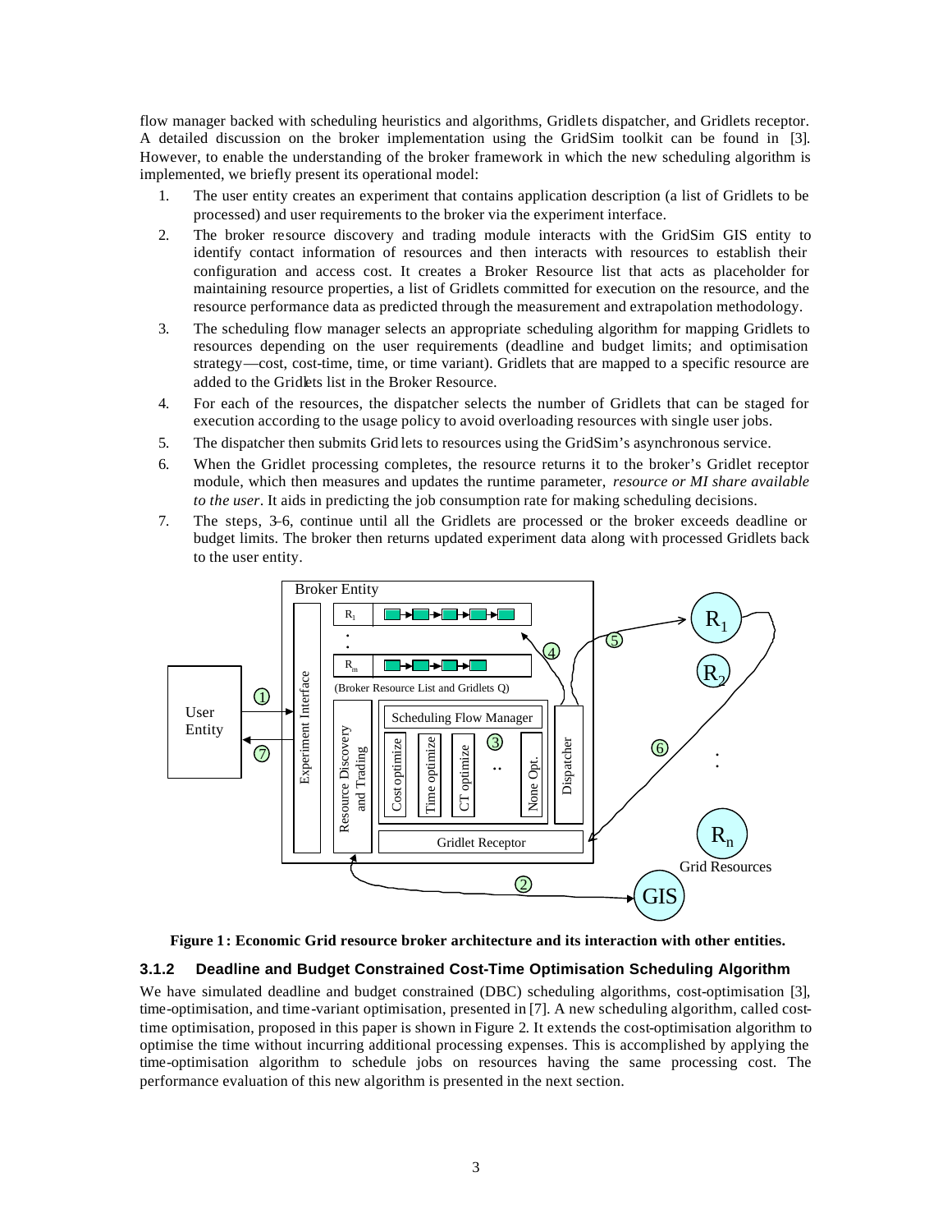flow manager backed with scheduling heuristics and algorithms, Gridlets dispatcher, and Gridlets receptor. A detailed discussion on the broker implementation using the GridSim toolkit can be found in [3]. However, to enable the understanding of the broker framework in which the new scheduling algorithm is implemented, we briefly present its operational model:

1. The user entity creates an experiment that contains application description (a list of Gridlets to be processed) and user requirements to the broker via the experiment interface.
2. The broker resource discovery and trading module interacts with the GridSim GIS entity to identify contact information of resources and then interacts with resources to establish their configuration and access cost. It creates a Broker Resource list that acts as placeholder for maintaining resource properties, a list of Gridlets committed for execution on the resource, and the resource performance data as predicted through the measurement and extrapolation methodology.
3. The scheduling flow manager selects an appropriate scheduling algorithm for mapping Gridlets to resources depending on the user requirements (deadline and budget limits; and optimisation strategy—cost, cost-time, time, or time variant). Gridlets that are mapped to a specific resource are added to the Gridlets list in the Broker Resource.
4. For each of the resources, the dispatcher selects the number of Gridlets that can be staged for execution according to the usage policy to avoid overloading resources with single user jobs.
5. The dispatcher then submits Gridlets to resources using the GridSim's asynchronous service.
6. When the Gridlet processing completes, the resource returns it to the broker's Gridlet receptor module, which then measures and updates the runtime parameter, *resource or MI share available to the user*. It aids in predicting the job consumption rate for making scheduling decisions.
7. The steps, 3-6, continue until all the Gridlets are processed or the broker exceeds deadline or budget limits. The broker then returns updated experiment data along with processed Gridlets back to the user entity.

**Figure 1: Economic Grid resource broker architecture and its interaction with other entities.**

### 3.1.2 Deadline and Budget Constrained Cost-Time Optimisation Scheduling Algorithm

We have simulated deadline and budget constrained (DBC) scheduling algorithms, cost-optimisation [3], time-optimisation, and time-variant optimisation, presented in [7]. A new scheduling algorithm, called cost-time optimisation, proposed in this paper is shown in Figure 2. It extends the cost-optimisation algorithm to optimise the time without incurring additional processing expenses. This is accomplished by applying the time-optimisation algorithm to schedule jobs on resources having the same processing cost. The performance evaluation of this new algorithm is presented in the next section.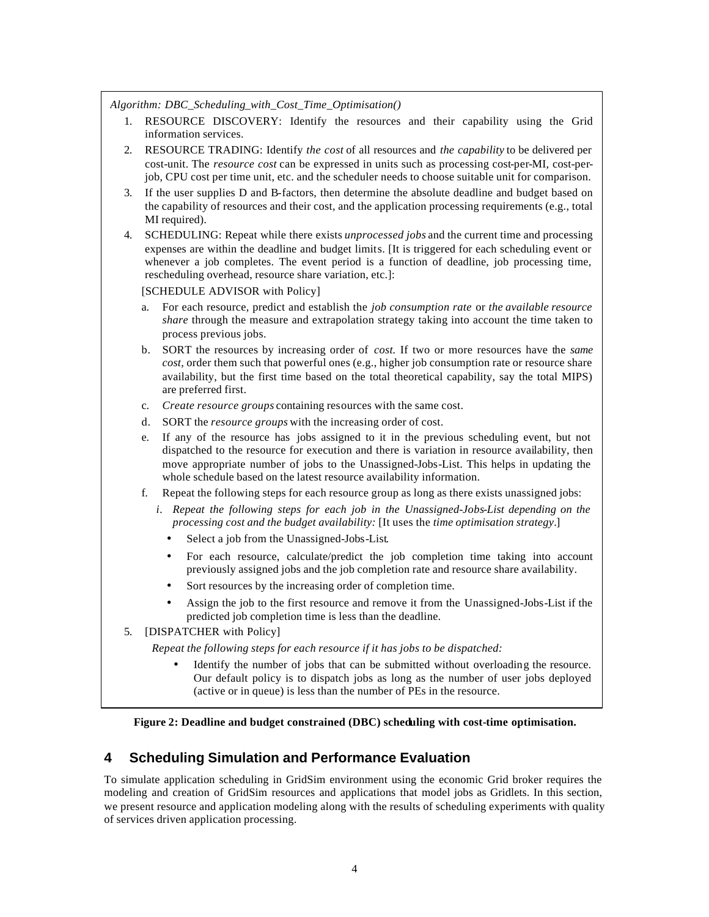*Algorithm: DBC_Scheduling_with_Cost_Time_Optimisation()*

1. RESOURCE DISCOVERY: Identify the resources and their capability using the Grid information services.
2. RESOURCE TRADING: Identify *the cost* of all resources and *the capability* to be delivered per cost-unit. The *resource cost* can be expressed in units such as processing cost-per-MI, cost-per-job, CPU cost per time unit, etc. and the scheduler needs to choose suitable unit for comparison.
3. If the user supplies D and B-factors, then determine the absolute deadline and budget based on the capability of resources and their cost, and the application processing requirements (e.g., total MI required).
4. SCHEDULING: Repeat while there exists *unprocessed jobs* and the current time and processing expenses are within the deadline and budget limits. [It is triggered for each scheduling event or whenever a job completes. The event period is a function of deadline, job processing time, rescheduling overhead, resource share variation, etc.]:

   [SCHEDULE ADVISOR with Policy]

   a. For each resource, predict and establish the *job consumption rate* or *the available resource share* through the measure and extrapolation strategy taking into account the time taken to process previous jobs.
   b. SORT the resources by increasing order of *cost*. If two or more resources have the *same cost*, order them such that powerful ones (e.g., higher job consumption rate or resource share availability, but the first time based on the total theoretical capability, say the total MIPS) are preferred first.
   c. *Create resource groups* containing resources with the same cost.
   d. SORT the *resource groups* with the increasing order of cost.
   e. If any of the resource has jobs assigned to it in the previous scheduling event, but not dispatched to the resource for execution and there is variation in resource availability, then move appropriate number of jobs to the Unassigned-Jobs-List. This helps in updating the whole schedule based on the latest resource availability information.
   f. Repeat the following steps for each resource group as long as there exists unassigned jobs:
      i. *Repeat the following steps for each job in the Unassigned-Jobs-List depending on the processing cost and the budget availability:* [It uses the *time optimisation strategy*.]
         - Select a job from the Unassigned-Jobs-List.
         - For each resource, calculate/predict the job completion time taking into account previously assigned jobs and the job completion rate and resource share availability.
         - Sort resources by the increasing order of completion time.
         - Assign the job to the first resource and remove it from the Unassigned-Jobs-List if the predicted job completion time is less than the deadline.
5. [DISPATCHER with Policy]

   *Repeat the following steps for each resource if it has jobs to be dispatched:*

   - Identify the number of jobs that can be submitted without overloading the resource. Our default policy is to dispatch jobs as long as the number of user jobs deployed (active or in queue) is less than the number of PEs in the resource.

**Figure 2: Deadline and budget constrained (DBC) scheduling with cost-time optimisation.**

## 4 Scheduling Simulation and Performance Evaluation

To simulate application scheduling in GridSim environment using the economic Grid broker requires the modeling and creation of GridSim resources and applications that model jobs as Gridlets. In this section, we present resource and application modeling along with the results of scheduling experiments with quality of services driven application processing.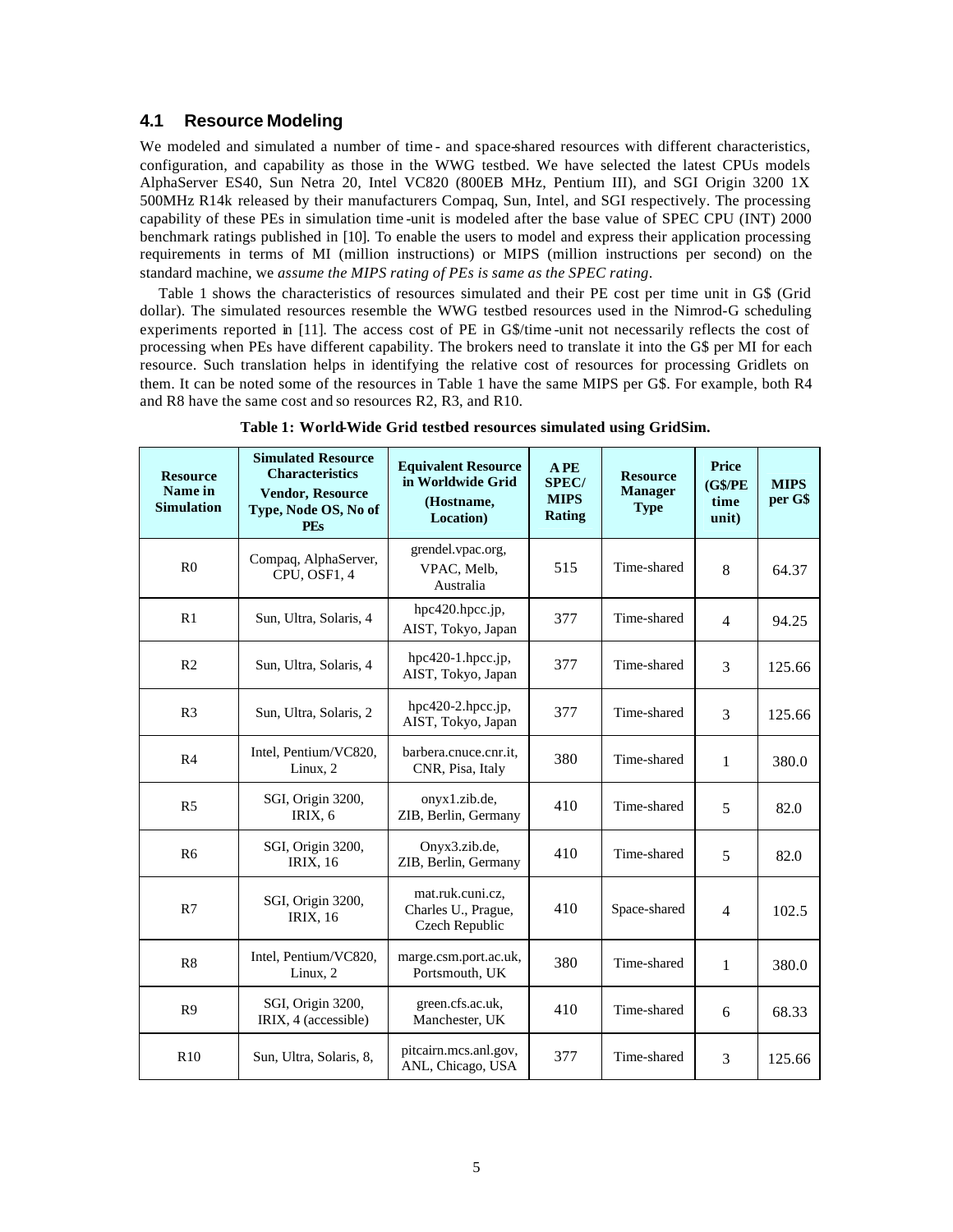### 4.1 Resource Modeling

We modeled and simulated a number of time- and space-shared resources with different characteristics, configuration, and capability as those in the WWG testbed. We have selected the latest CPUs models AlphaServer ES40, Sun Netra 20, Intel VC820 (800EB MHz, Pentium III), and SGI Origin 3200 1X 500MHz R14k released by their manufacturers Compaq, Sun, Intel, and SGI respectively. The processing capability of these PEs in simulation time-unit is modeled after the base value of SPEC CPU (INT) 2000 benchmark ratings published in [10]. To enable the users to model and express their application processing requirements in terms of MI (million instructions) or MIPS (million instructions per second) on the standard machine, we *assume the MIPS rating of PEs is same as the SPEC rating*.

Table 1 shows the characteristics of resources simulated and their PE cost per time unit in G$ (Grid dollar). The simulated resources resemble the WWG testbed resources used in the Nimrod-G scheduling experiments reported in [11]. The access cost of PE in G$/time-unit not necessarily reflects the cost of processing when PEs have different capability. The brokers need to translate it into the G$ per MI for each resource. Such translation helps in identifying the relative cost of resources for processing Gridlets on them. It can be noted some of the resources in Table 1 have the same MIPS per G$. For example, both R4 and R8 have the same cost and so resources R2, R3, and R10.

**Table 1: World-Wide Grid testbed resources simulated using GridSim.**

| Resource Name in Simulation | Simulated Resource Characteristics Vendor, Resource Type, Node OS, No of PEs | Equivalent Resource in Worldwide Grid (Hostname, Location) | A PE SPEC/ MIPS Rating | Resource Manager Type | Price (G$/PE time unit) | MIPS per G$ |
|---|---|---|---|---|---|---|
| R0 | Compaq, AlphaServer, CPU, OSF1, 4 | grendel.vpac.org, VPAC, Melb, Australia | 515 | Time-shared | 8 | 64.37 |
| R1 | Sun, Ultra, Solaris, 4 | hpc420.hpcc.jp, AIST, Tokyo, Japan | 377 | Time-shared | 4 | 94.25 |
| R2 | Sun, Ultra, Solaris, 4 | hpc420-1.hpcc.jp, AIST, Tokyo, Japan | 377 | Time-shared | 3 | 125.66 |
| R3 | Sun, Ultra, Solaris, 2 | hpc420-2.hpcc.jp, AIST, Tokyo, Japan | 377 | Time-shared | 3 | 125.66 |
| R4 | Intel, Pentium/VC820, Linux, 2 | barbera.cnuce.cnr.it, CNR, Pisa, Italy | 380 | Time-shared | 1 | 380.0 |
| R5 | SGI, Origin 3200, IRIX, 6 | onyx1.zib.de, ZIB, Berlin, Germany | 410 | Time-shared | 5 | 82.0 |
| R6 | SGI, Origin 3200, IRIX, 16 | Onyx3.zib.de, ZIB, Berlin, Germany | 410 | Time-shared | 5 | 82.0 |
| R7 | SGI, Origin 3200, IRIX, 16 | mat.ruk.cuni.cz, Charles U., Prague, Czech Republic | 410 | Space-shared | 4 | 102.5 |
| R8 | Intel, Pentium/VC820, Linux, 2 | marge.csm.port.ac.uk, Portsmouth, UK | 380 | Time-shared | 1 | 380.0 |
| R9 | SGI, Origin 3200, IRIX, 4 (accessible) | green.cfs.ac.uk, Manchester, UK | 410 | Time-shared | 6 | 68.33 |
| R10 | Sun, Ultra, Solaris, 8, | pitcairn.mcs.anl.gov, ANL, Chicago, USA | 377 | Time-shared | 3 | 125.66 |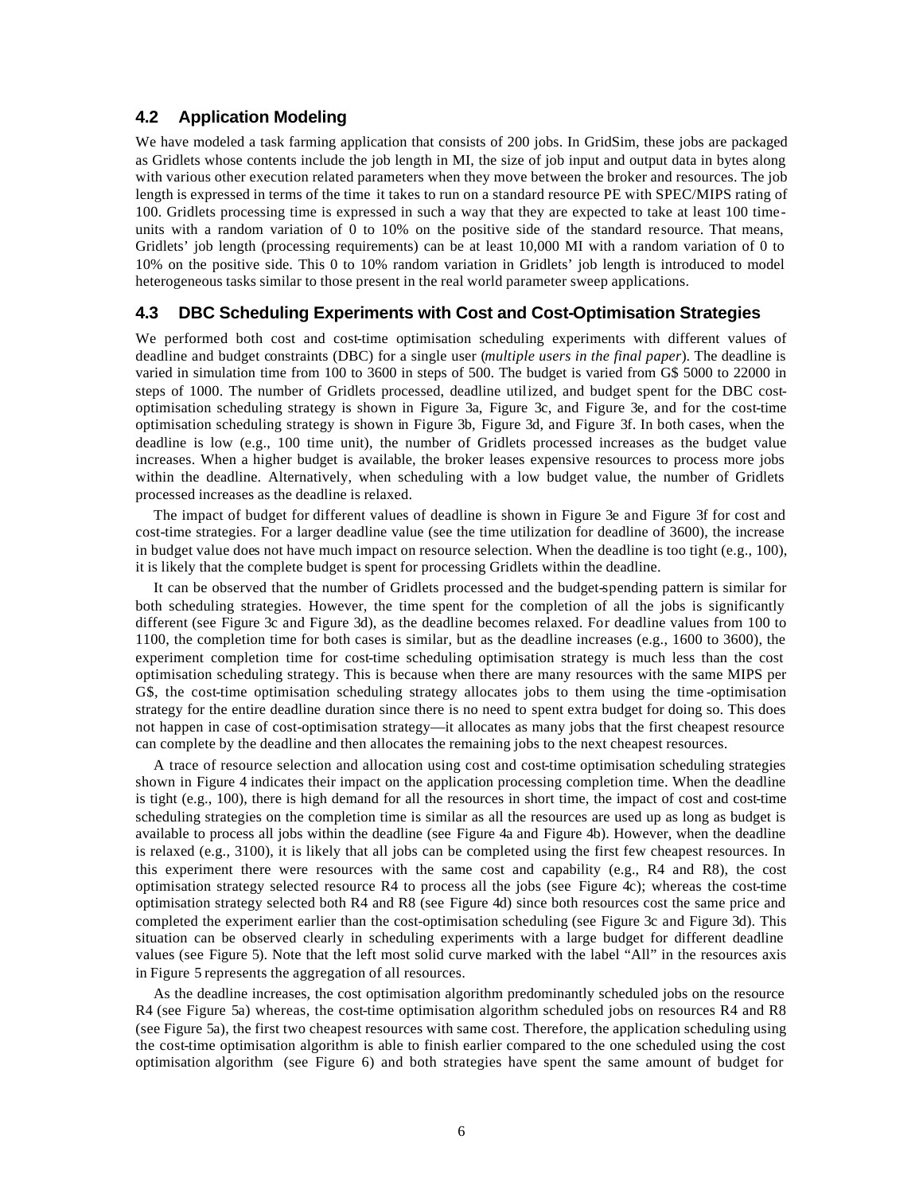### 4.2 Application Modeling

We have modeled a task farming application that consists of 200 jobs. In GridSim, these jobs are packaged as Gridlets whose contents include the job length in MI, the size of job input and output data in bytes along with various other execution related parameters when they move between the broker and resources. The job length is expressed in terms of the time it takes to run on a standard resource PE with SPEC/MIPS rating of 100. Gridlets processing time is expressed in such a way that they are expected to take at least 100 time-units with a random variation of 0 to 10% on the positive side of the standard resource. That means, Gridlets' job length (processing requirements) can be at least 10,000 MI with a random variation of 0 to 10% on the positive side. This 0 to 10% random variation in Gridlets' job length is introduced to model heterogeneous tasks similar to those present in the real world parameter sweep applications.

### 4.3 DBC Scheduling Experiments with Cost and Cost-Optimisation Strategies

We performed both cost and cost-time optimisation scheduling experiments with different values of deadline and budget constraints (DBC) for a single user (*multiple users in the final paper*). The deadline is varied in simulation time from 100 to 3600 in steps of 500. The budget is varied from G$ 5000 to 22000 in steps of 1000. The number of Gridlets processed, deadline utilized, and budget spent for the DBC cost-optimisation scheduling strategy is shown in Figure 3a, Figure 3c, and Figure 3e, and for the cost-time optimisation scheduling strategy is shown in Figure 3b, Figure 3d, and Figure 3f. In both cases, when the deadline is low (e.g., 100 time unit), the number of Gridlets processed increases as the budget value increases. When a higher budget is available, the broker leases expensive resources to process more jobs within the deadline. Alternatively, when scheduling with a low budget value, the number of Gridlets processed increases as the deadline is relaxed.

The impact of budget for different values of deadline is shown in Figure 3e and Figure 3f for cost and cost-time strategies. For a larger deadline value (see the time utilization for deadline of 3600), the increase in budget value does not have much impact on resource selection. When the deadline is too tight (e.g., 100), it is likely that the complete budget is spent for processing Gridlets within the deadline.

It can be observed that the number of Gridlets processed and the budget-spending pattern is similar for both scheduling strategies. However, the time spent for the completion of all the jobs is significantly different (see Figure 3c and Figure 3d), as the deadline becomes relaxed. For deadline values from 100 to 1100, the completion time for both cases is similar, but as the deadline increases (e.g., 1600 to 3600), the experiment completion time for cost-time scheduling optimisation strategy is much less than the cost optimisation scheduling strategy. This is because when there are many resources with the same MIPS per G$, the cost-time optimisation scheduling strategy allocates jobs to them using the time-optimisation strategy for the entire deadline duration since there is no need to spent extra budget for doing so. This does not happen in case of cost-optimisation strategy—it allocates as many jobs that the first cheapest resource can complete by the deadline and then allocates the remaining jobs to the next cheapest resources.

A trace of resource selection and allocation using cost and cost-time optimisation scheduling strategies shown in Figure 4 indicates their impact on the application processing completion time. When the deadline is tight (e.g., 100), there is high demand for all the resources in short time, the impact of cost and cost-time scheduling strategies on the completion time is similar as all the resources are used up as long as budget is available to process all jobs within the deadline (see Figure 4a and Figure 4b). However, when the deadline is relaxed (e.g., 3100), it is likely that all jobs can be completed using the first few cheapest resources. In this experiment there were resources with the same cost and capability (e.g., R4 and R8), the cost optimisation strategy selected resource R4 to process all the jobs (see Figure 4c); whereas the cost-time optimisation strategy selected both R4 and R8 (see Figure 4d) since both resources cost the same price and completed the experiment earlier than the cost-optimisation scheduling (see Figure 3c and Figure 3d). This situation can be observed clearly in scheduling experiments with a large budget for different deadline values (see Figure 5). Note that the left most solid curve marked with the label "All" in the resources axis in Figure 5 represents the aggregation of all resources.

As the deadline increases, the cost optimisation algorithm predominantly scheduled jobs on the resource R4 (see Figure 5a) whereas, the cost-time optimisation algorithm scheduled jobs on resources R4 and R8 (see Figure 5a), the first two cheapest resources with same cost. Therefore, the application scheduling using the cost-time optimisation algorithm is able to finish earlier compared to the one scheduled using the cost optimisation algorithm (see Figure 6) and both strategies have spent the same amount of budget for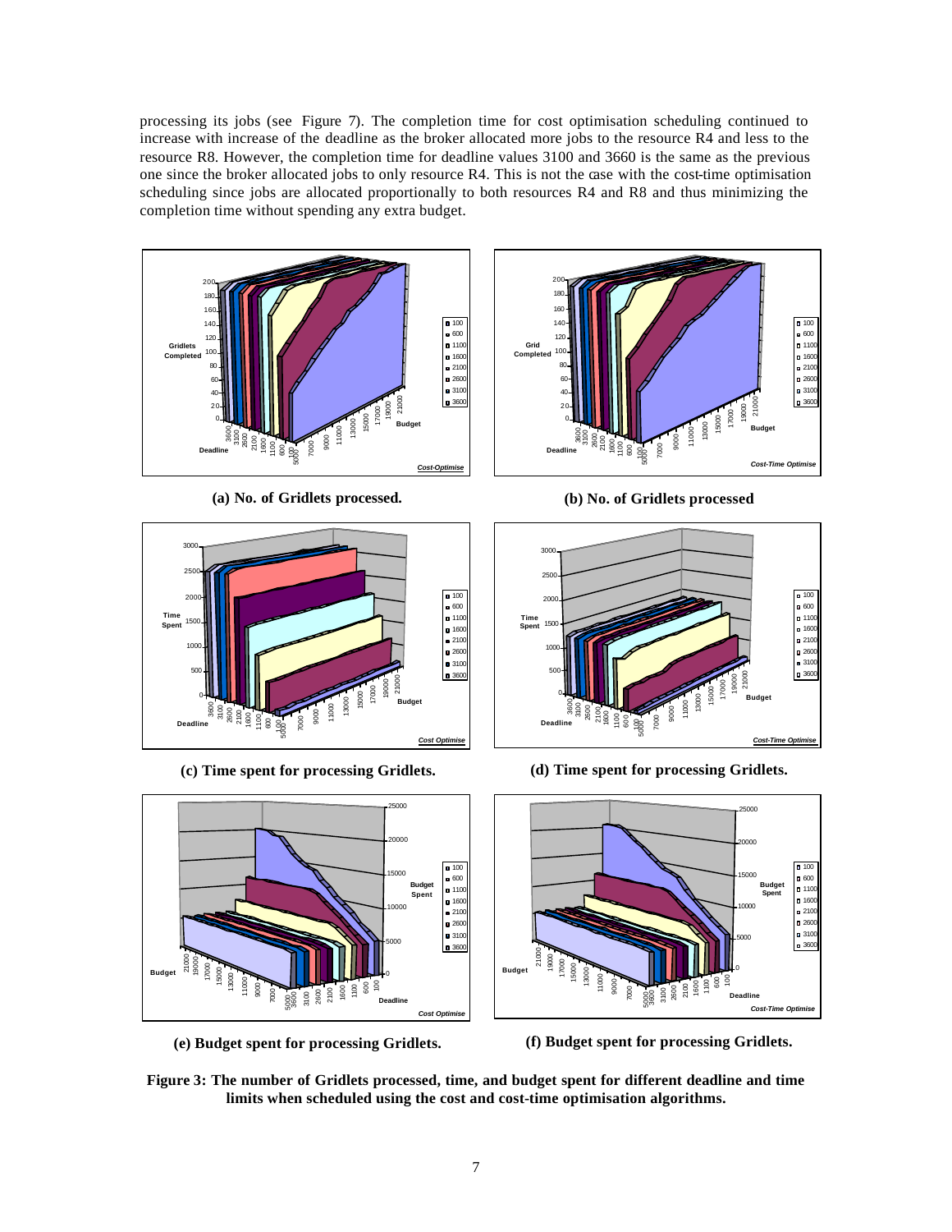processing its jobs (see Figure 7). The completion time for cost optimisation scheduling continued to increase with increase of the deadline as the broker allocated more jobs to the resource R4 and less to the resource R8. However, the completion time for deadline values 3100 and 3660 is the same as the previous one since the broker allocated jobs to only resource R4. This is not the case with the cost-time optimisation scheduling since jobs are allocated proportionally to both resources R4 and R8 and thus minimizing the completion time without spending any extra budget.

**(a) No. of Gridlets processed.**

**(b) No. of Gridlets processed**

**(c) Time spent for processing Gridlets.**

**(d) Time spent for processing Gridlets.**

**(e) Budget spent for processing Gridlets.**

**(f) Budget spent for processing Gridlets.**

**Figure 3: The number of Gridlets processed, time, and budget spent for different deadline and time limits when scheduled using the cost and cost-time optimisation algorithms.**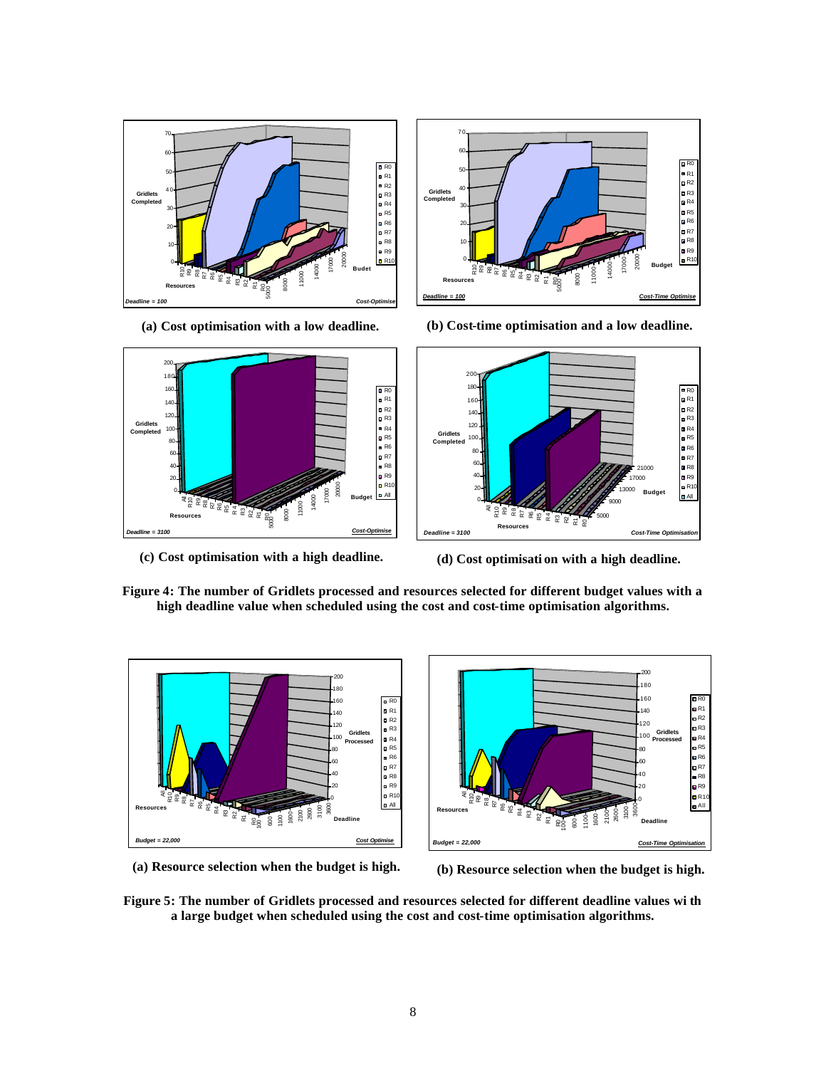(a) **Cost optimisation with a low deadline.**

(b) **Cost-time optimisation and a low deadline.**

(c) **Cost optimisation with a high deadline.**

(d) **Cost optimisati on with a high deadline.**

**Figure 4: The number of Gridlets processed and resources selected for different budget values with a high deadline value when scheduled using the cost and cost-time optimisation algorithms.**

(a) **Resource selection when the budget is high.**

(b) **Resource selection when the budget is high.**

**Figure 5: The number of Gridlets processed and resources selected for different deadline values wi th a large budget when scheduled using the cost and cost-time optimisation algorithms.**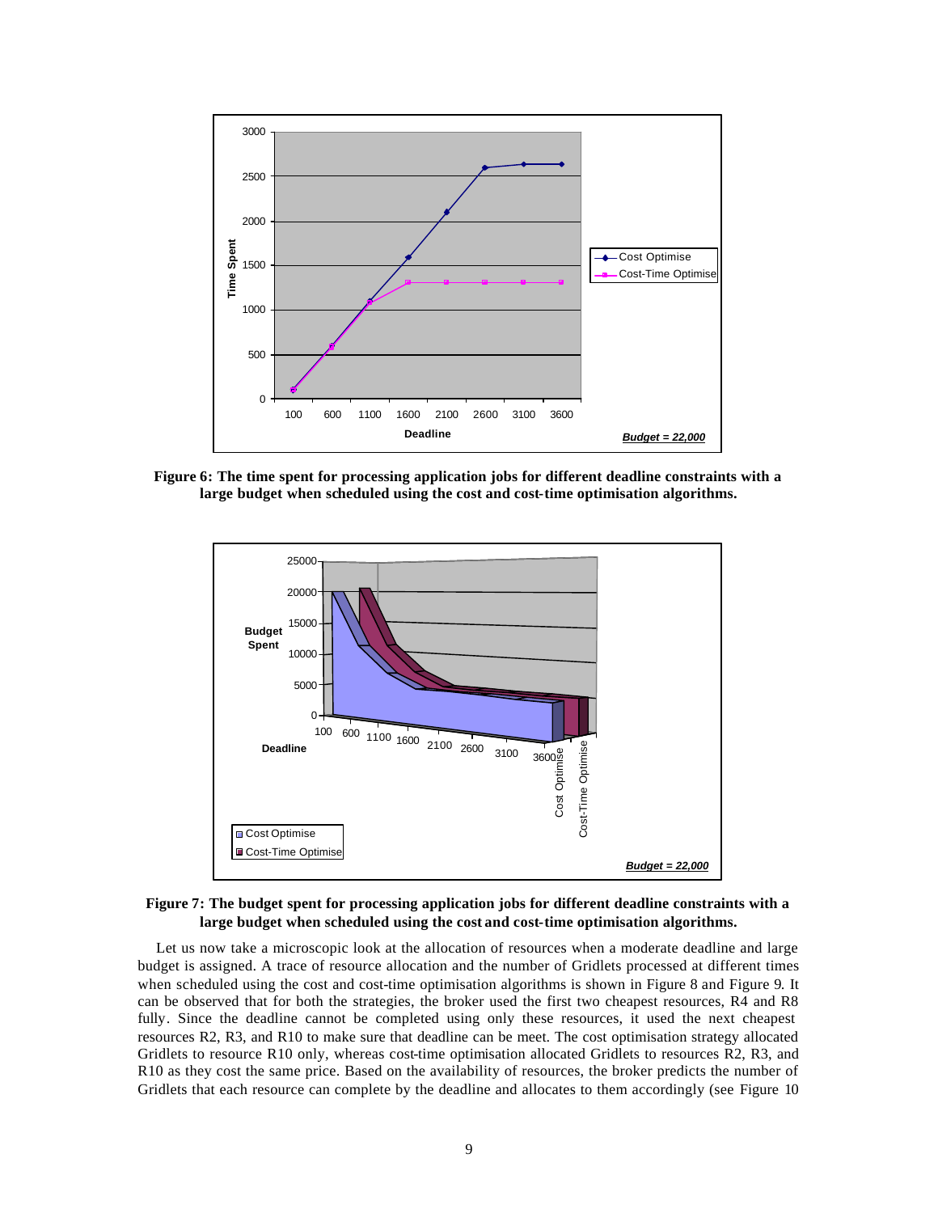**Figure 6: The time spent for processing application jobs for different deadline constraints with a large budget when scheduled using the cost and cost-time optimisation algorithms.**

**Figure 7: The budget spent for processing application jobs for different deadline constraints with a large budget when scheduled using the cost and cost-time optimisation algorithms.**

Let us now take a microscopic look at the allocation of resources when a moderate deadline and large budget is assigned. A trace of resource allocation and the number of Gridlets processed at different times when scheduled using the cost and cost-time optimisation algorithms is shown in Figure 8 and Figure 9. It can be observed that for both the strategies, the broker used the first two cheapest resources, R4 and R8 fully. Since the deadline cannot be completed using only these resources, it used the next cheapest resources R2, R3, and R10 to make sure that deadline can be meet. The cost optimisation strategy allocated Gridlets to resource R10 only, whereas cost-time optimisation allocated Gridlets to resources R2, R3, and R10 as they cost the same price. Based on the availability of resources, the broker predicts the number of Gridlets that each resource can complete by the deadline and allocates to them accordingly (see Figure 10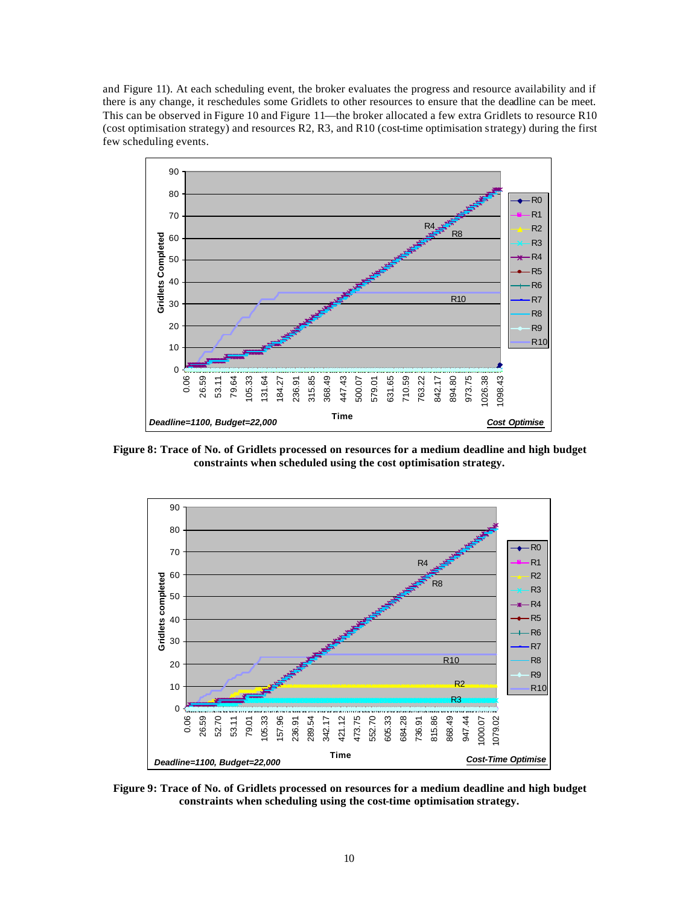and Figure 11). At each scheduling event, the broker evaluates the progress and resource availability and if there is any change, it reschedules some Gridlets to other resources to ensure that the deadline can be meet. This can be observed in Figure 10 and Figure 11—the broker allocated a few extra Gridlets to resource R10 (cost optimisation strategy) and resources R2, R3, and R10 (cost-time optimisation strategy) during the first few scheduling events.

**Figure 8: Trace of No. of Gridlets processed on resources for a medium deadline and high budget constraints when scheduled using the cost optimisation strategy.**

**Figure 9: Trace of No. of Gridlets processed on resources for a medium deadline and high budget constraints when scheduling using the cost-time optimisation strategy.**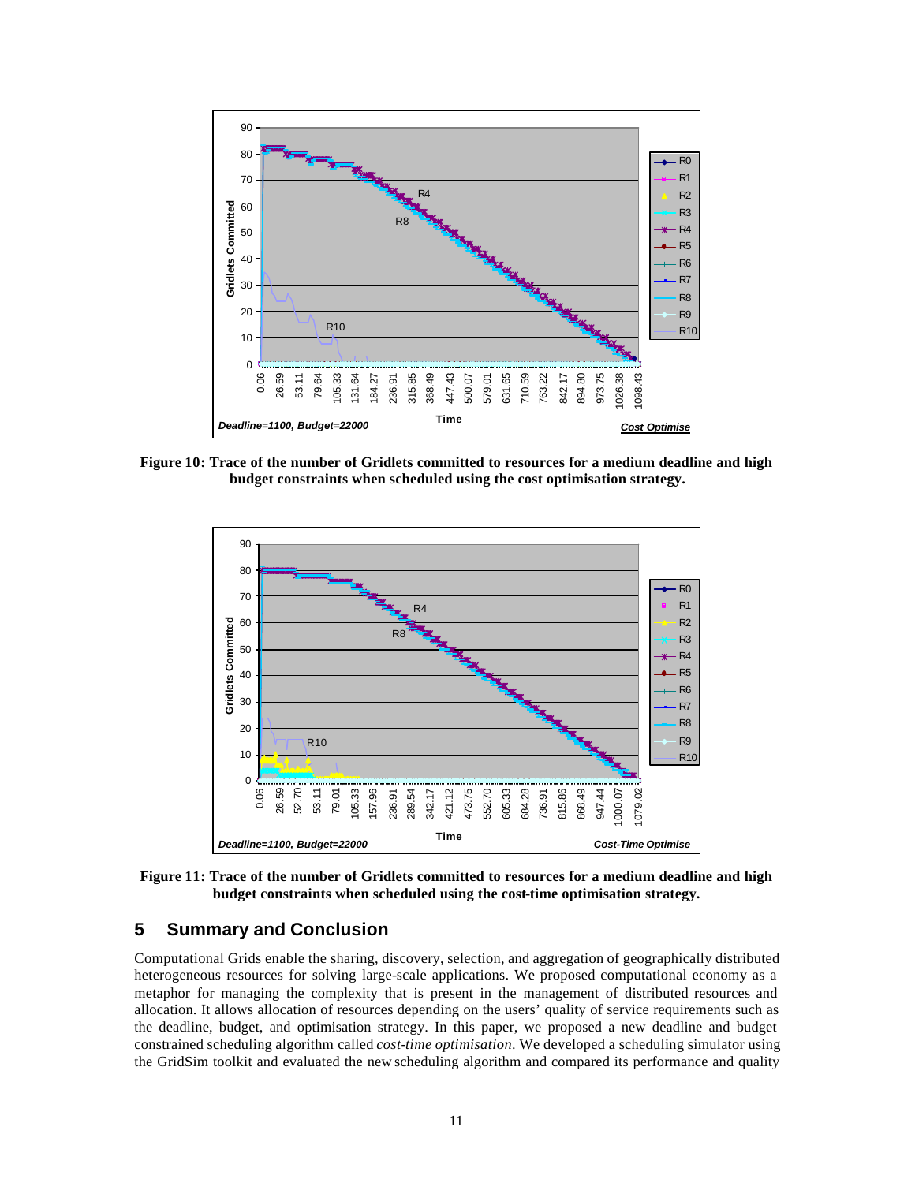Figure 10: Trace of the number of Gridlets committed to resources for a medium deadline and high budget constraints when scheduled using the cost optimisation strategy.

Figure 11: Trace of the number of Gridlets committed to resources for a medium deadline and high budget constraints when scheduled using the cost-time optimisation strategy.

## 5 Summary and Conclusion

Computational Grids enable the sharing, discovery, selection, and aggregation of geographically distributed heterogeneous resources for solving large-scale applications. We proposed computational economy as a metaphor for managing the complexity that is present in the management of distributed resources and allocation. It allows allocation of resources depending on the users' quality of service requirements such as the deadline, budget, and optimisation strategy. In this paper, we proposed a new deadline and budget constrained scheduling algorithm called *cost-time optimisation*. We developed a scheduling simulator using the GridSim toolkit and evaluated the new scheduling algorithm and compared its performance and quality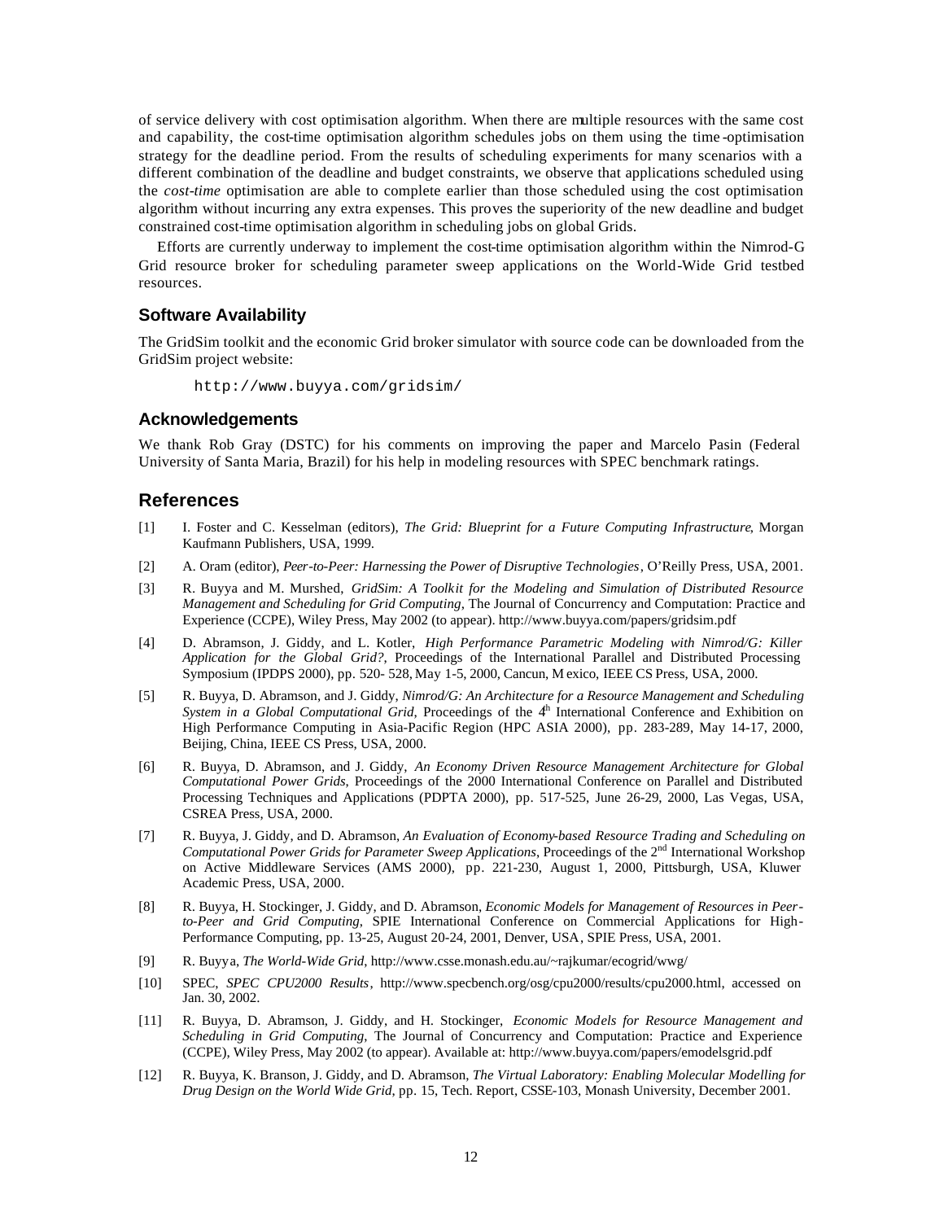of service delivery with cost optimisation algorithm. When there are multiple resources with the same cost and capability, the cost-time optimisation algorithm schedules jobs on them using the time-optimisation strategy for the deadline period. From the results of scheduling experiments for many scenarios with a different combination of the deadline and budget constraints, we observe that applications scheduled using the *cost-time* optimisation are able to complete earlier than those scheduled using the cost optimisation algorithm without incurring any extra expenses. This proves the superiority of the new deadline and budget constrained cost-time optimisation algorithm in scheduling jobs on global Grids.

Efforts are currently underway to implement the cost-time optimisation algorithm within the Nimrod-G Grid resource broker for scheduling parameter sweep applications on the World-Wide Grid testbed resources.

### Software Availability

The GridSim toolkit and the economic Grid broker simulator with source code can be downloaded from the GridSim project website:

```
http://www.buyya.com/gridsim/
```

### Acknowledgements

We thank Rob Gray (DSTC) for his comments on improving the paper and Marcelo Pasin (Federal University of Santa Maria, Brazil) for his help in modeling resources with SPEC benchmark ratings.

## References

[1] I. Foster and C. Kesselman (editors), *The Grid: Blueprint for a Future Computing Infrastructure*, Morgan Kaufmann Publishers, USA, 1999.

[2] A. Oram (editor), *Peer-to-Peer: Harnessing the Power of Disruptive Technologies*, O'Reilly Press, USA, 2001.

[3] R. Buyya and M. Murshed, *GridSim: A Toolkit for the Modeling and Simulation of Distributed Resource Management and Scheduling for Grid Computing*, The Journal of Concurrency and Computation: Practice and Experience (CCPE), Wiley Press, May 2002 (to appear). http://www.buyya.com/papers/gridsim.pdf

[4] D. Abramson, J. Giddy, and L. Kotler, *High Performance Parametric Modeling with Nimrod/G: Killer Application for the Global Grid?*, Proceedings of the International Parallel and Distributed Processing Symposium (IPDPS 2000), pp. 520- 528, May 1-5, 2000, Cancun, Mexico, IEEE CS Press, USA, 2000.

[5] R. Buyya, D. Abramson, and J. Giddy, *Nimrod/G: An Architecture for a Resource Management and Scheduling System in a Global Computational Grid*, Proceedings of the 4th International Conference and Exhibition on High Performance Computing in Asia-Pacific Region (HPC ASIA 2000), pp. 283-289, May 14-17, 2000, Beijing, China, IEEE CS Press, USA, 2000.

[6] R. Buyya, D. Abramson, and J. Giddy, *An Economy Driven Resource Management Architecture for Global Computational Power Grids*, Proceedings of the 2000 International Conference on Parallel and Distributed Processing Techniques and Applications (PDPTA 2000), pp. 517-525, June 26-29, 2000, Las Vegas, USA, CSREA Press, USA, 2000.

[7] R. Buyya, J. Giddy, and D. Abramson, *An Evaluation of Economy-based Resource Trading and Scheduling on Computational Power Grids for Parameter Sweep Applications*, Proceedings of the 2nd International Workshop on Active Middleware Services (AMS 2000), pp. 221-230, August 1, 2000, Pittsburgh, USA, Kluwer Academic Press, USA, 2000.

[8] R. Buyya, H. Stockinger, J. Giddy, and D. Abramson, *Economic Models for Management of Resources in Peer-to-Peer and Grid Computing*, SPIE International Conference on Commercial Applications for High-Performance Computing, pp. 13-25, August 20-24, 2001, Denver, USA, SPIE Press, USA, 2001.

[9] R. Buyya, *The World-Wide Grid*, http://www.csse.monash.edu.au/~rajkumar/ecogrid/wwg/

[10] SPEC, *SPEC CPU2000 Results*, http://www.specbench.org/osg/cpu2000/results/cpu2000.html, accessed on Jan. 30, 2002.

[11] R. Buyya, D. Abramson, J. Giddy, and H. Stockinger, *Economic Models for Resource Management and Scheduling in Grid Computing*, The Journal of Concurrency and Computation: Practice and Experience (CCPE), Wiley Press, May 2002 (to appear). Available at: http://www.buyya.com/papers/emodelsgrid.pdf

[12] R. Buyya, K. Branson, J. Giddy, and D. Abramson, *The Virtual Laboratory: Enabling Molecular Modelling for Drug Design on the World Wide Grid*, pp. 15, Tech. Report, CSSE-103, Monash University, December 2001.